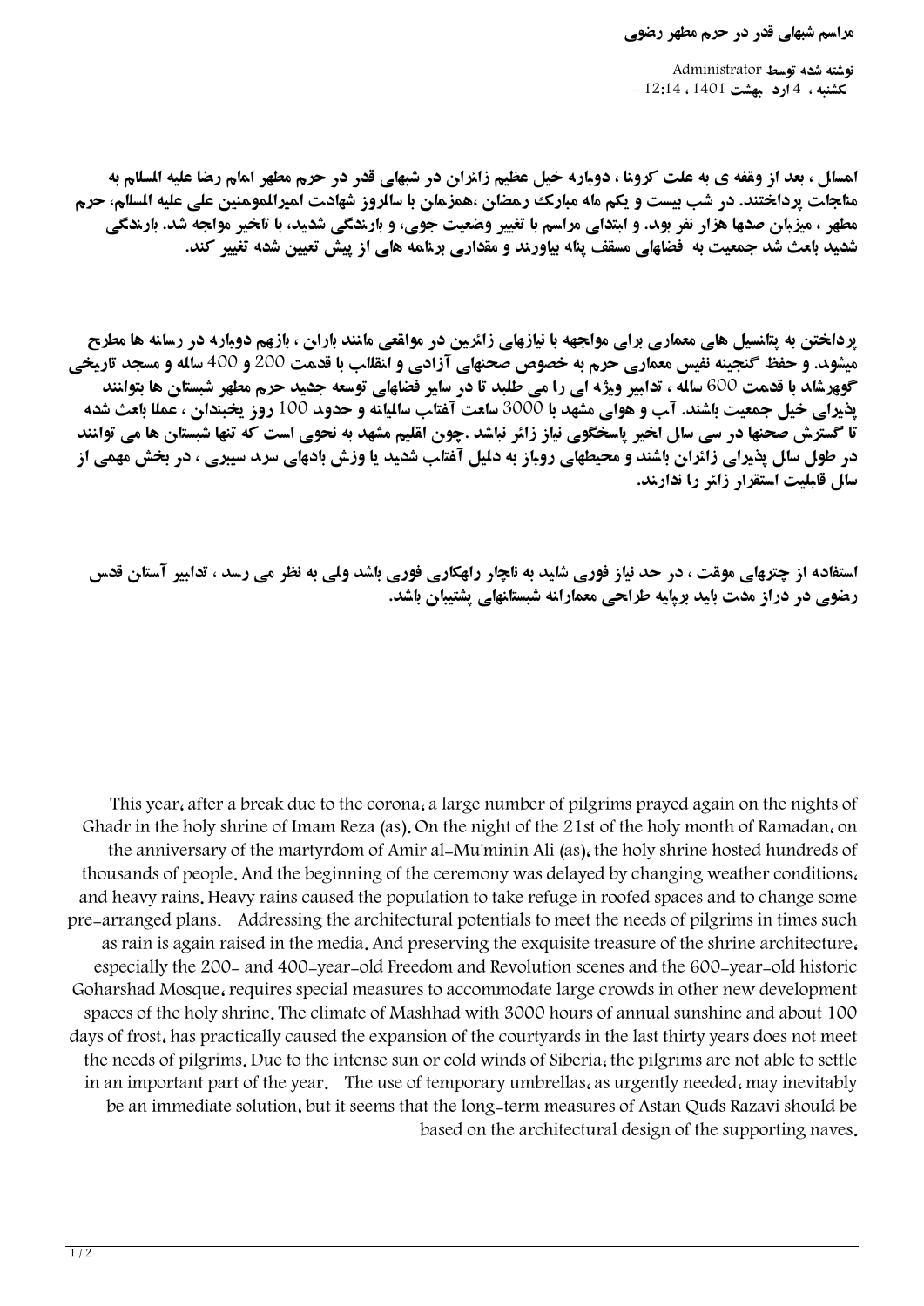# مراسم شبهای قدر در حرم مطهر رضوی

نوشته شده توسط Administrator
کشنبه ، 4 ارد بهشت 1401 ، 12:14 -

امسال ، بعد از وقفه ی به علت کرونا ، دوباره خیل عظیم زائران در شبهای قدر در حرم مطهر امام رضا علیه السلام به مناجات پرداختند. در شب بیست و یکم ماه مبارک رمضان ،همزمان با سالروز شهادت امیرالمومنین علی علیه السلام، حرم مطهر ، میزبان صدها هزار نفر بود. و ابتدای مراسم با تغییر وضعیت جوی، و بارندگی شدید، با تاخیر مواجه شد. بارندگی شدید باعث شد جمعیت به فضاهای مسقف پناه بیاورند و مقداری برنامه های از پیش تعیین شده تغییر کند.

پرداختن به پتانسیل هاي معماری برای مواجهه با نیازهای زائرین در مواقعی مانند باران ، بازهم دوباره در رسانه ها مطرح میشود. و حفظ گنجینه نفیس معماری حرم به خصوص صحنهای آزادی و انقلاب با قدمت 200 و 400 ساله و مسجد تاریخی گوهرشاد با قدمت 600 ساله ، تدابیر ویژه ای را می طلبد تا در سایر فضاهای توسعه جدید حرم مطهر شبستان ها بتوانند پذیرای خیل جمعیت باشند. آب و هوای مشهد با 3000 ساعت آفتاب سالیانه و حدود 100 روز یخبندان ، عملا باعث شده تا گسترش صحنها در سی سال اخیر پاسخگوی نیاز زائر نباشد .چون اقلیم مشهد به نحوی است که تنها شبستان ها می توانند در طول سال پذیرای زائران باشند و محیطهای روباز به دلیل آفتاب شدید یا وزش بادهای سرد سیبری ، در بخش مهمی از سال قابلیت استقرار زائر را ندارند.

استفاده از چترهای موقت ، در حد نیاز فوری شاید به ناچار راهکاری فوری باشد ولی به نظر می رسد ، تدابیر آستان قدس رضوی در دراز مدت باید برپایه طراحی معمارانه شبستانهای پشتیبان باشد.

This year, after a break due to the corona, a large number of pilgrims prayed again on the nights of Ghadr in the holy shrine of Imam Reza (as). On the night of the 21st of the holy month of Ramadan, on the anniversary of the martyrdom of Amir al-Mu'minin Ali (as), the holy shrine hosted hundreds of thousands of people. And the beginning of the ceremony was delayed by changing weather conditions, and heavy rains. Heavy rains caused the population to take refuge in roofed spaces and to change some pre-arranged plans. Addressing the architectural potentials to meet the needs of pilgrims in times such as rain is again raised in the media. And preserving the exquisite treasure of the shrine architecture, especially the 200- and 400-year-old Freedom and Revolution scenes and the 600-year-old historic Goharshad Mosque, requires special measures to accommodate large crowds in other new development spaces of the holy shrine. The climate of Mashhad with 3000 hours of annual sunshine and about 100 days of frost, has practically caused the expansion of the courtyards in the last thirty years does not meet the needs of pilgrims. Due to the intense sun or cold winds of Siberia, the pilgrims are not able to settle in an important part of the year. The use of temporary umbrellas, as urgently needed, may inevitably be an immediate solution, but it seems that the long-term measures of Astan Quds Razavi should be based on the architectural design of the supporting naves.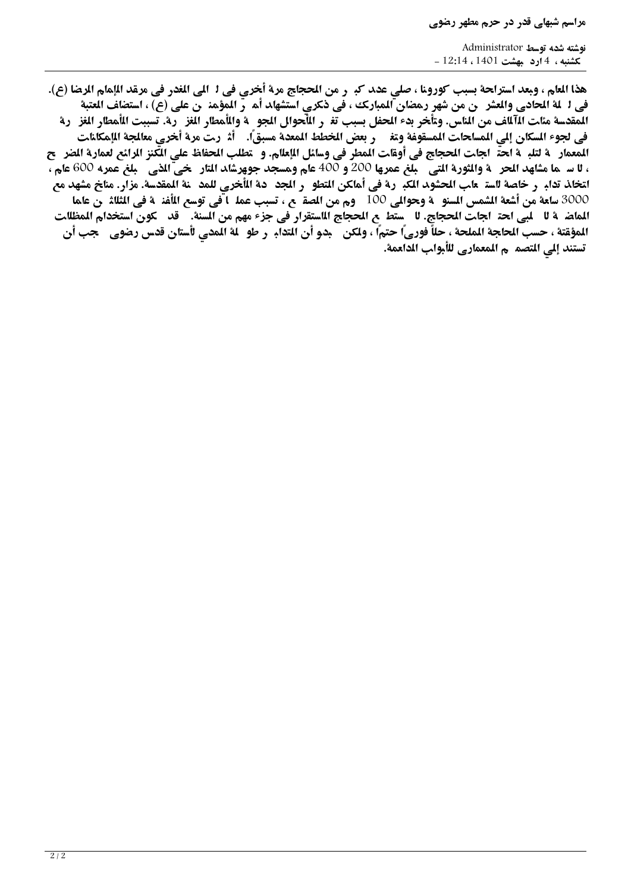مراسم شبهای قدر در حرم مطهر رضوی

نوشته شده توسط Administrator
کشنبه ، 4 ارد بهشت 1401 ، 12:14 -

هذا العام ، وبعد استراحة بسبب كورونا ، صلى عدد كب ر من الحجاج مرة أخرى في ل الى الغدر في مرقد الإمام الرضا (ع). في ل لة الحادي والعشر ن من شهر رمضان المبارك ، في ذكرى استشهاد أم ر المؤمن ن علي (ع) ، استضاف العتبة المقدسة مئات الآلاف من الناس. وتأخر بدء الحفل بسبب تغ ر الأحوال الجو ة والأمطار الغز رة. تسببت الأمطار الغز رة في لجوء السكان إلى المساحات المسقوفة وتغ ر بعض الخطط المعدة مسبقاً. أث رت مرة أخرى معالجة الإمكانات المعمار ة لتلب ة احت اجات الحجاج في أوقات المطر في وسائل الإعلام. و تطلب الحفاظ على الكنز الرائع لعمارة المضر ح ، لا س ما مشاهد المحر ة والمثورة التي بلغ عمرها 200 و 400 عام ومسجد جوهرشاد التار خي الذي بلغ عمره 600 عام ، اتخاذ تداب ر خاصة لاست عاب الحشود الكب رة في أماكن المتطو ر الجد دة الأخرى للمد نة المقدسة. مزار. مناخ مشهد مع 3000 ساعة من أشعة الشمس السنو ة وحوالي 100 وم من الصق ع ، تسبب عمل ا في توسع الأفن ة في الثلاث ن عاما الماض ة لا لبي احت اجات الحجاج. لا ستط ع الحجاج الاستقرار في جزء مهم من السنة. قد كون استخدام المظلات المؤقتة ، حسب الحاجة الملحة ، حلاً فورياً حتماً ، ولكن بدو أن التداب ر طو لة المدى لأستان قدس رضوي جب أن تستند إلى التصم م المعماري للأبواب الداعمة.